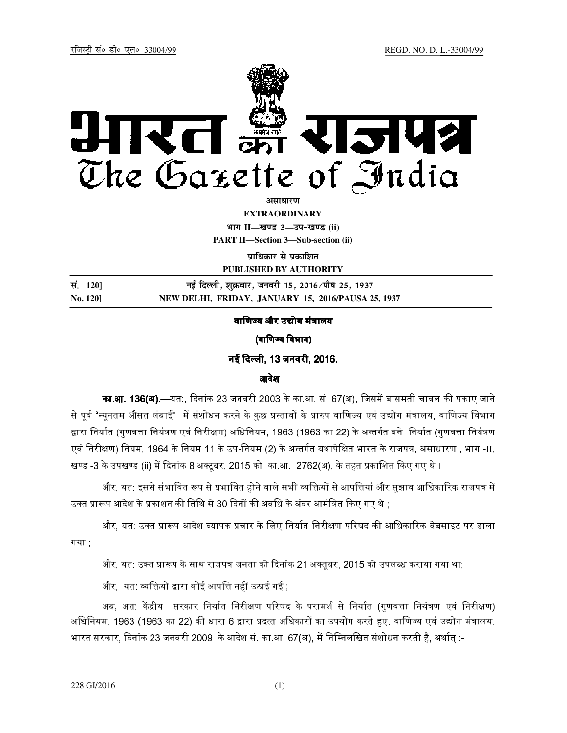रजिस्ट्री सं० डी० एल०-33004/99 REGD. NO. D. L.-33004/99

# भारत का राजपत्र
# The Gazette of India

**असाधारण**

**EXTRAORDINARY**

**भाग II—खण्ड 3—उप-खण्ड (ii)**

**PART II—Section 3—Sub-section (ii)**

**प्राधिकार से प्रकाशित**

**PUBLISHED BY AUTHORITY**

| सं. 120] | नई दिल्ली, शुक्रवार, जनवरी 15, 2016/पौष 25, 1937 |
|---|---|
| **No. 120]** | **NEW DELHI, FRIDAY, JANUARY 15, 2016/PAUSA 25, 1937** |

## वाणिज्य और उद्योग मंत्रालय

### (वाणिज्य विभाग)

### नई दिल्ली, 13 जनवरी, 2016.

### आदेश

**का.आ. 136(अ).**—यत:, दिनांक 23 जनवरी 2003 के का.आ. सं. 67(अ), जिसमें बासमती चावल की पकाए जाने से पूर्व "न्यूनतम औसत लंबाई" में संशोधन करने के कुछ प्रस्तावों के प्रारुप वाणिज्य एवं उद्योग मंत्रालय, वाणिज्य विभाग द्वारा निर्यात (गुणवत्ता नियंत्रण एवं निरीक्षण) अधिनियम, 1963 (1963 का 22) के अन्तर्गत बने निर्यात (गुणवत्ता नियंत्रण एवं निरीक्षण) नियम, 1964 के नियम 11 के उप-नियम (2) के अन्तर्गत यथापेक्षित भारत के राजपत्र, असाधारण , भाग -II, खण्ड -3 के उपखण्ड (ii) में दिनांक 8 अक्टूबर, 2015 को का.आ. 2762(अ), के तहत प्रकाशित किए गए थे।

और, यत: इससे संभावित रूप से प्रभावित होने वाले सभी व्यक्तियों से आपत्तियां और सुझाव आधिकारिक राजपत्र में उक्त प्रारूप आदेश के प्रकाशन की तिथि से 30 दिनों की अवधि के अंदर आमंत्रित किए गए थे ;

और, यत: उक्त प्रारूप आदेश व्यापक प्रचार के लिए निर्यात निरीक्षण परिषद की आधिकारिक वेबसाइट पर डाला गया ;

और, यत: उक्त प्रारूप के साथ राजपत्र जनता को दिनांक 21 अक्तूबर, 2015 को उपलब्ध कराया गया था;

और, यत: व्यक्तियों द्वारा कोई आपत्ति नहीं उठाई गई ;

अब, अत: केंद्रीय सरकार निर्यात निरीक्षण परिषद के परामर्श से निर्यात (गुणवत्ता नियंत्रण एवं निरीक्षण) अधिनियम, 1963 (1963 का 22) की धारा 6 द्वारा प्रदत्त अधिकारों का उपयोग करते हुए, वाणिज्य एवं उद्योग मंत्रालय, भारत सरकार, दिनांक 23 जनवरी 2009 के आदेश सं. का.आ. 67(अ), में निम्निलिखित संशोधन करती है, अर्थात् :-

228 GI/2016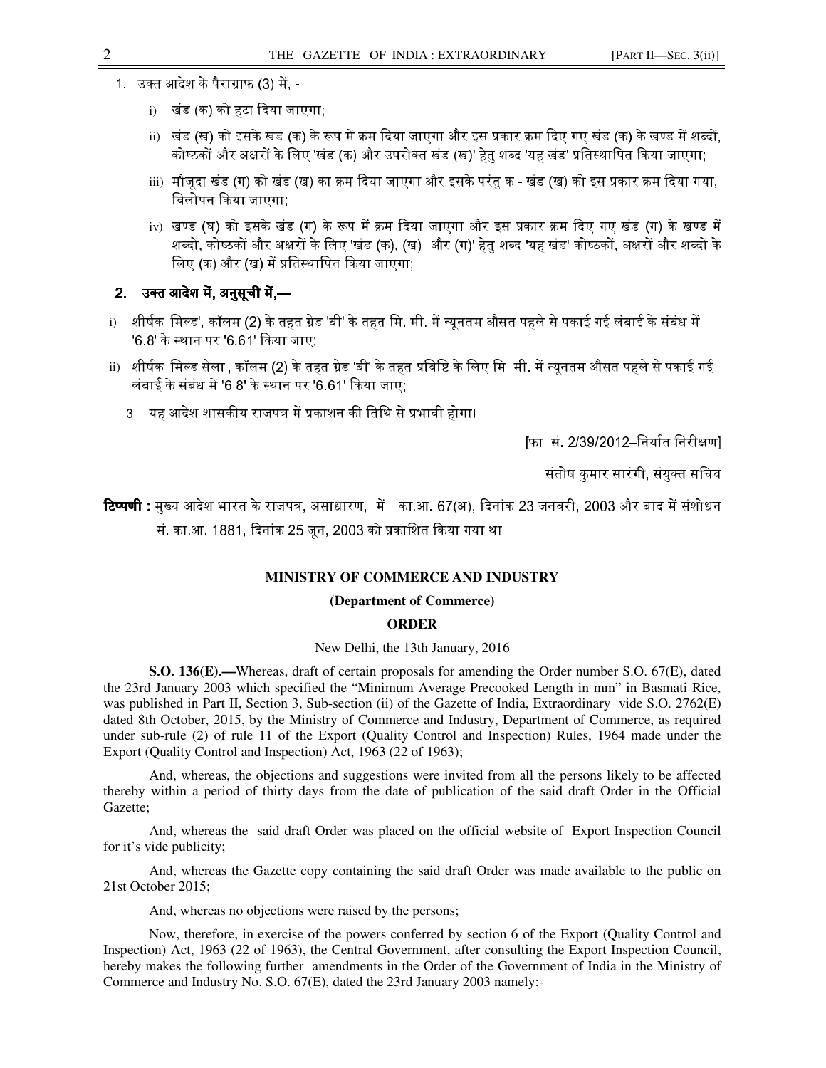1. उक्त आदेश के पैराग्राफ (3) में, -

   i) खंड (क) को हटा दिया जाएगा;

   ii) खंड (ख) को इसके खंड (क) के रूप में क्रम दिया जाएगा और इस प्रकार क्रम दिए गए खंड (क) के खण्ड में शब्दों, कोष्ठकों और अक्षरों के लिए 'खंड (क) और उपरोक्त खंड (ख)' हेतु शब्द 'यह खंड' प्रतिस्थापित किया जाएगा;

   iii) मौजूदा खंड (ग) को खंड (ख) का क्रम दिया जाएगा और इसके परंतु क - खंड (ख) को इस प्रकार क्रम दिया गया, विलोपन किया जाएगा;

   iv) खण्ड (घ) को इसके खंड (ग) के रूप में क्रम दिया जाएगा और इस प्रकार क्रम दिए गए खंड (ग) के खण्ड में शब्दों, कोष्ठकों और अक्षरों के लिए 'खंड (क), (ख) और (ग)' हेतु शब्द 'यह खंड' कोष्ठकों, अक्षरों और शब्दों के लिए (क) और (ख) में प्रतिस्थापित किया जाएगा;

**2. उक्त आदेश में, अनुसूची में,—**

i) शीर्षक 'मिल्ड', कॉलम (2) के तहत ग्रेड 'बी' के तहत मि. मी. में न्यूनतम औसत पहले से पकाई गई लंबाई के संबंध में '6.8' के स्थान पर '6.61' किया जाए;

ii) शीर्षक 'मिल्ड सेला', कॉलम (2) के तहत ग्रेड 'बी' के तहत प्रविष्टि के लिए मि. मी. में न्यूनतम औसत पहले से पकाई गई लंबाई के संबंध में '6.8' के स्थान पर '6.61' किया जाए;

3. यह आदेश शासकीय राजपत्र में प्रकाशन की तिथि से प्रभावी होगा।

[फा. सं. 2/39/2012–निर्यात निरीक्षण]

संतोष कुमार सारंगी, संयुक्त सचिव

**टिप्पणी :** मुख्य आदेश भारत के राजपत्र, असाधारण, में का.आ. 67(अ), दिनांक 23 जनवरी, 2003 और बाद में संशोधन सं. का.आ. 1881, दिनांक 25 जून, 2003 को प्रकाशित किया गया था ।

**MINISTRY OF COMMERCE AND INDUSTRY**

**(Department of Commerce)**

**ORDER**

New Delhi, the 13th January, 2016

**S.O. 136(E).—**Whereas, draft of certain proposals for amending the Order number S.O. 67(E), dated the 23rd January 2003 which specified the "Minimum Average Precooked Length in mm" in Basmati Rice, was published in Part II, Section 3, Sub-section (ii) of the Gazette of India, Extraordinary vide S.O. 2762(E) dated 8th October, 2015, by the Ministry of Commerce and Industry, Department of Commerce, as required under sub-rule (2) of rule 11 of the Export (Quality Control and Inspection) Rules, 1964 made under the Export (Quality Control and Inspection) Act, 1963 (22 of 1963);

And, whereas, the objections and suggestions were invited from all the persons likely to be affected thereby within a period of thirty days from the date of publication of the said draft Order in the Official Gazette;

And, whereas the said draft Order was placed on the official website of Export Inspection Council for it's vide publicity;

And, whereas the Gazette copy containing the said draft Order was made available to the public on 21st October 2015;

And, whereas no objections were raised by the persons;

Now, therefore, in exercise of the powers conferred by section 6 of the Export (Quality Control and Inspection) Act, 1963 (22 of 1963), the Central Government, after consulting the Export Inspection Council, hereby makes the following further amendments in the Order of the Government of India in the Ministry of Commerce and Industry No. S.O. 67(E), dated the 23rd January 2003 namely:-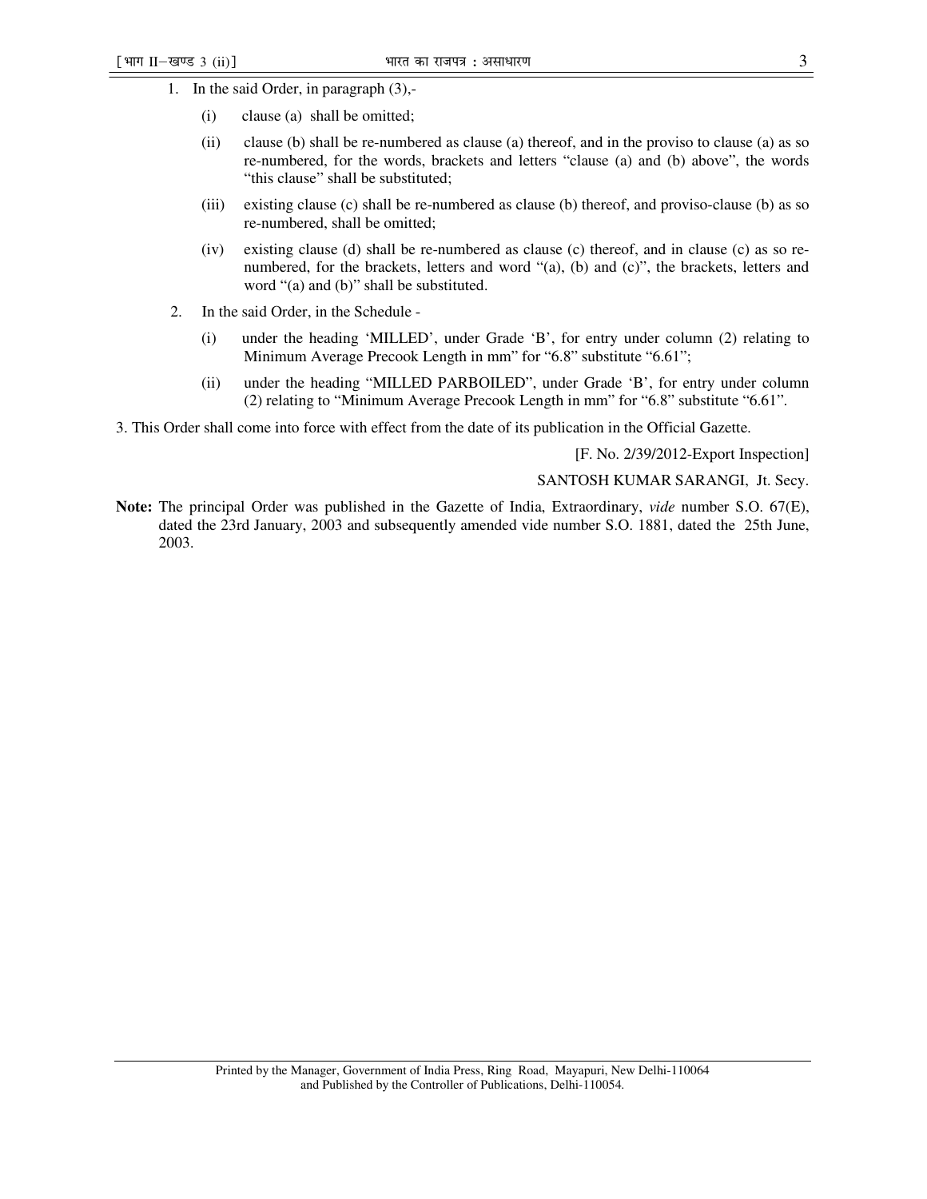1. In the said Order, in paragraph (3),-

    (i) clause (a) shall be omitted;

    (ii) clause (b) shall be re-numbered as clause (a) thereof, and in the proviso to clause (a) as so re-numbered, for the words, brackets and letters "clause (a) and (b) above", the words "this clause" shall be substituted;

    (iii) existing clause (c) shall be re-numbered as clause (b) thereof, and proviso-clause (b) as so re-numbered, shall be omitted;

    (iv) existing clause (d) shall be re-numbered as clause (c) thereof, and in clause (c) as so re-numbered, for the brackets, letters and word "(a), (b) and (c)", the brackets, letters and word "(a) and (b)" shall be substituted.

2. In the said Order, in the Schedule -

    (i) under the heading 'MILLED', under Grade 'B', for entry under column (2) relating to Minimum Average Precook Length in mm" for "6.8" substitute "6.61";

    (ii) under the heading "MILLED PARBOILED", under Grade 'B', for entry under column (2) relating to "Minimum Average Precook Length in mm" for "6.8" substitute "6.61".

3. This Order shall come into force with effect from the date of its publication in the Official Gazette.

[F. No. 2/39/2012-Export Inspection]

SANTOSH KUMAR SARANGI, Jt. Secy.

**Note:** The principal Order was published in the Gazette of India, Extraordinary, *vide* number S.O. 67(E), dated the 23rd January, 2003 and subsequently amended vide number S.O. 1881, dated the 25th June, 2003.

Printed by the Manager, Government of India Press, Ring Road, Mayapuri, New Delhi-110064 and Published by the Controller of Publications, Delhi-110054.